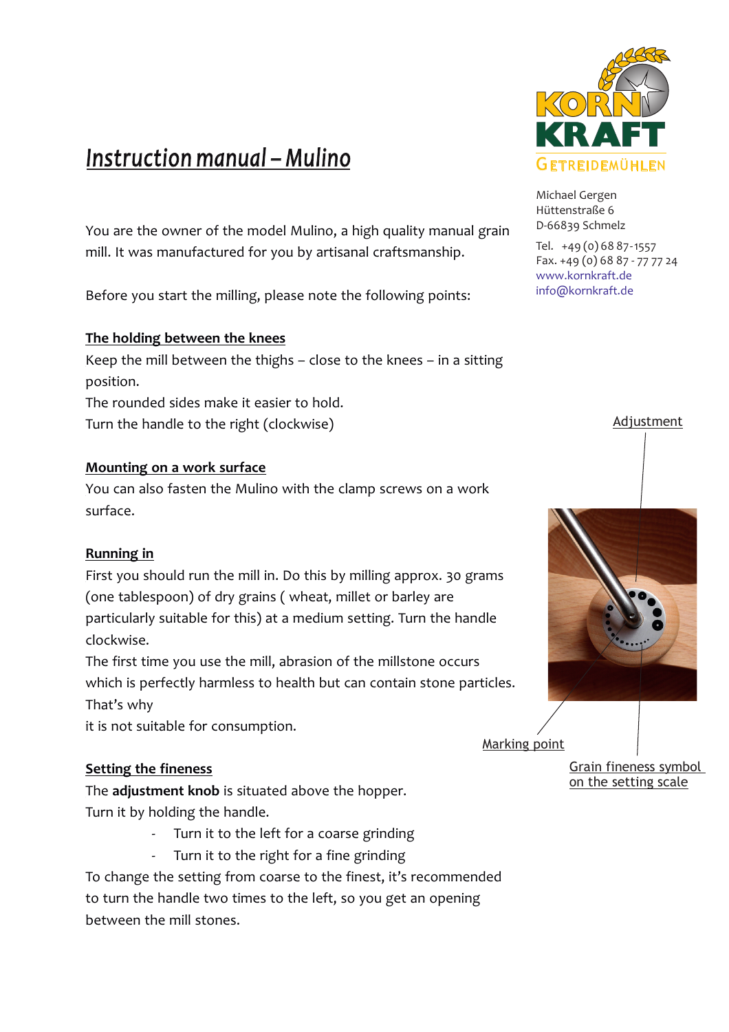# *Instruction manual – Mulino*

KORN KRAFT GETREIDEMÜHLEN

Michael Gergen
Hüttenstraße 6
D-66839 Schmelz

Tel. +49 (0) 68 87-1557
Fax. +49 (0) 68 87 - 77 77 24
www.kornkraft.de
info@kornkraft.de

You are the owner of the model Mulino, a high quality manual grain mill. It was manufactured for you by artisanal craftsmanship.

Before you start the milling, please note the following points:

## The holding between the knees

Keep the mill between the thighs – close to the knees – in a sitting position.
The rounded sides make it easier to hold.
Turn the handle to the right (clockwise)

## Mounting on a work surface

You can also fasten the Mulino with the clamp screws on a work surface.

## Running in

First you should run the mill in. Do this by milling approx. 30 grams (one tablespoon) of dry grains ( wheat, millet or barley are particularly suitable for this) at a medium setting. Turn the handle clockwise.
The first time you use the mill, abrasion of the millstone occurs which is perfectly harmless to health but can contain stone particles. That's why
it is not suitable for consumption.

Adjustment

Marking point

Grain fineness symbol on the setting scale

## Setting the fineness

The **adjustment knob** is situated above the hopper.
Turn it by holding the handle.

- Turn it to the left for a coarse grinding
- Turn it to the right for a fine grinding

To change the setting from coarse to the finest, it's recommended to turn the handle two times to the left, so you get an opening between the mill stones.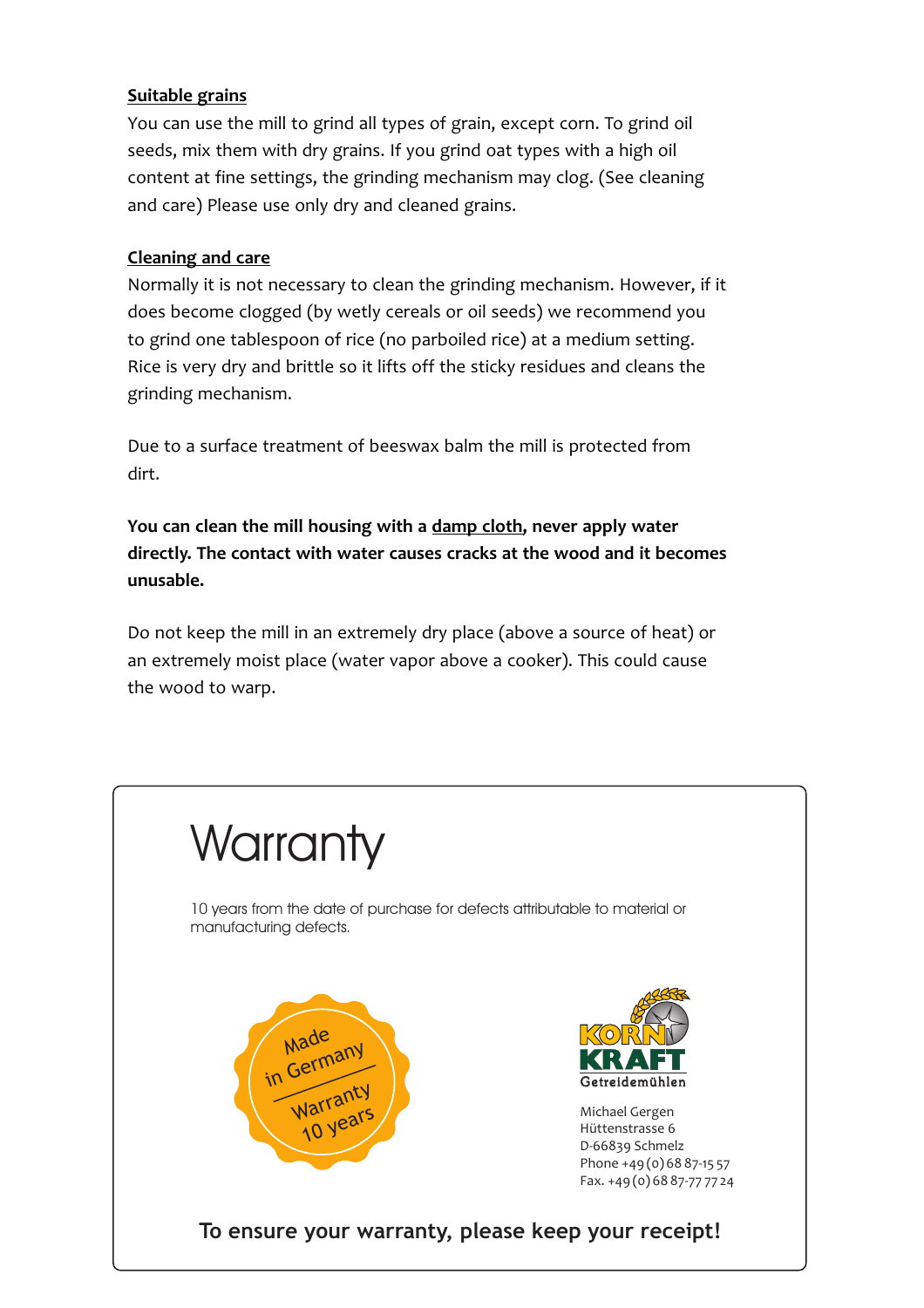**Suitable grains**

You can use the mill to grind all types of grain, except corn. To grind oil seeds, mix them with dry grains. If you grind oat types with a high oil content at fine settings, the grinding mechanism may clog. (See cleaning and care) Please use only dry and cleaned grains.

**Cleaning and care**

Normally it is not necessary to clean the grinding mechanism. However, if it does become clogged (by wetly cereals or oil seeds) we recommend you to grind one tablespoon of rice (no parboiled rice) at a medium setting. Rice is very dry and brittle so it lifts off the sticky residues and cleans the grinding mechanism.

Due to a surface treatment of beeswax balm the mill is protected from dirt.

**You can clean the mill housing with a damp cloth, never apply water directly. The contact with water causes cracks at the wood and it becomes unusable.**

Do not keep the mill in an extremely dry place (above a source of heat) or an extremely moist place (water vapor above a cooker). This could cause the wood to warp.

# Warranty

10 years from the date of purchase for defects attributable to material or manufacturing defects.

Made in Germany
Warranty 10 years

KORN KRAFT
Getreidemühlen

Michael Gergen
Hüttenstrasse 6
D-66839 Schmelz
Phone +49 (0) 68 87-15 57
Fax. +49 (0) 68 87-77 77 24

**To ensure your warranty, please keep your receipt!**